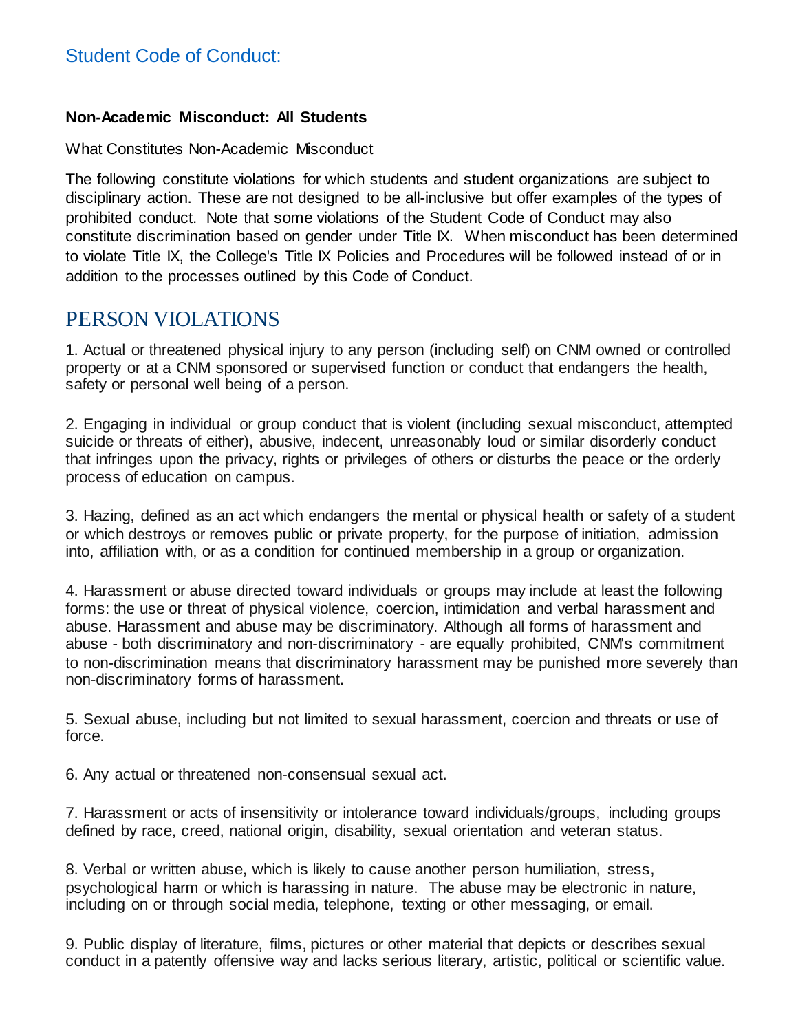## Student Code of Conduct:

**Non-Academic Misconduct: All Students**

What Constitutes Non-Academic Misconduct

The following constitute violations for which students and student organizations are subject to disciplinary action. These are not designed to be all-inclusive but offer examples of the types of prohibited conduct. Note that some violations of the Student Code of Conduct may also constitute discrimination based on gender under Title IX. When misconduct has been determined to violate Title IX, the College's Title IX Policies and Procedures will be followed instead of or in addition to the processes outlined by this Code of Conduct.

# PERSON VIOLATIONS

1. Actual or threatened physical injury to any person (including self) on CNM owned or controlled property or at a CNM sponsored or supervised function or conduct that endangers the health, safety or personal well being of a person.

2. Engaging in individual or group conduct that is violent (including sexual misconduct, attempted suicide or threats of either), abusive, indecent, unreasonably loud or similar disorderly conduct that infringes upon the privacy, rights or privileges of others or disturbs the peace or the orderly process of education on campus.

3. Hazing, defined as an act which endangers the mental or physical health or safety of a student or which destroys or removes public or private property, for the purpose of initiation, admission into, affiliation with, or as a condition for continued membership in a group or organization.

4. Harassment or abuse directed toward individuals or groups may include at least the following forms: the use or threat of physical violence, coercion, intimidation and verbal harassment and abuse. Harassment and abuse may be discriminatory. Although all forms of harassment and abuse - both discriminatory and non-discriminatory - are equally prohibited, CNM's commitment to non-discrimination means that discriminatory harassment may be punished more severely than non-discriminatory forms of harassment.

5. Sexual abuse, including but not limited to sexual harassment, coercion and threats or use of force.

6. Any actual or threatened non-consensual sexual act.

7. Harassment or acts of insensitivity or intolerance toward individuals/groups, including groups defined by race, creed, national origin, disability, sexual orientation and veteran status.

8. Verbal or written abuse, which is likely to cause another person humiliation, stress, psychological harm or which is harassing in nature. The abuse may be electronic in nature, including on or through social media, telephone, texting or other messaging, or email.

9. Public display of literature, films, pictures or other material that depicts or describes sexual conduct in a patently offensive way and lacks serious literary, artistic, political or scientific value.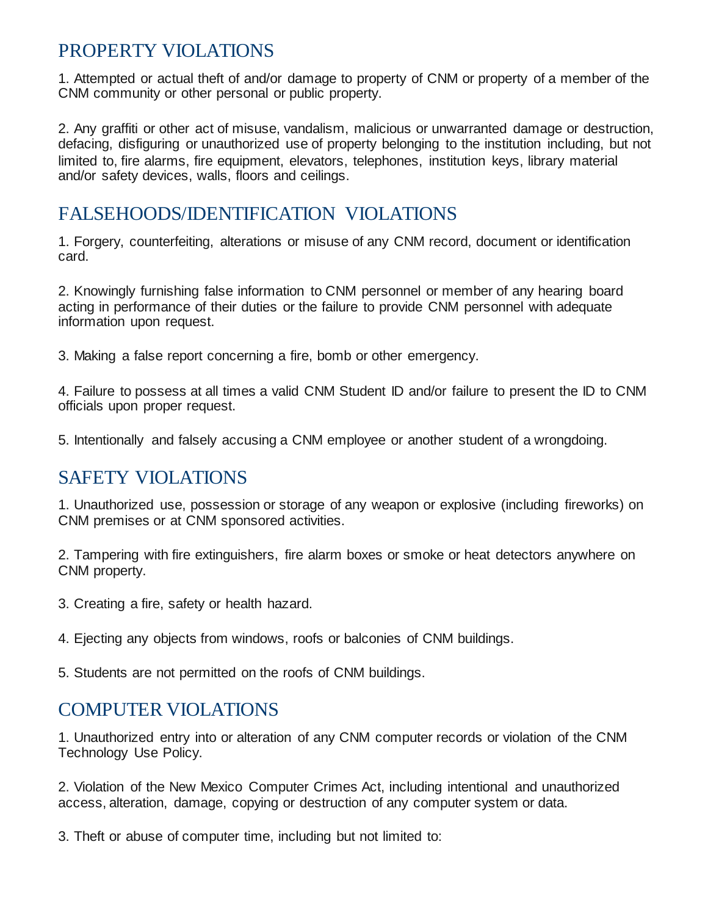## PROPERTY VIOLATIONS

1. Attempted or actual theft of and/or damage to property of CNM or property of a member of the CNM community or other personal or public property.

2. Any graffiti or other act of misuse, vandalism, malicious or unwarranted damage or destruction, defacing, disfiguring or unauthorized use of property belonging to the institution including, but not limited to, fire alarms, fire equipment, elevators, telephones, institution keys, library material and/or safety devices, walls, floors and ceilings.

## FALSEHOODS/IDENTIFICATION VIOLATIONS

1. Forgery, counterfeiting, alterations or misuse of any CNM record, document or identification card.

2. Knowingly furnishing false information to CNM personnel or member of any hearing board acting in performance of their duties or the failure to provide CNM personnel with adequate information upon request.

3. Making a false report concerning a fire, bomb or other emergency.

4. Failure to possess at all times a valid CNM Student ID and/or failure to present the ID to CNM officials upon proper request.

5. Intentionally and falsely accusing a CNM employee or another student of a wrongdoing.

## SAFETY VIOLATIONS

1. Unauthorized use, possession or storage of any weapon or explosive (including fireworks) on CNM premises or at CNM sponsored activities.

2. Tampering with fire extinguishers, fire alarm boxes or smoke or heat detectors anywhere on CNM property.

3. Creating a fire, safety or health hazard.

4. Ejecting any objects from windows, roofs or balconies of CNM buildings.

5. Students are not permitted on the roofs of CNM buildings.

## COMPUTER VIOLATIONS

1. Unauthorized entry into or alteration of any CNM computer records or violation of the CNM Technology Use Policy.

2. Violation of the New Mexico Computer Crimes Act, including intentional and unauthorized access, alteration, damage, copying or destruction of any computer system or data.

3. Theft or abuse of computer time, including but not limited to: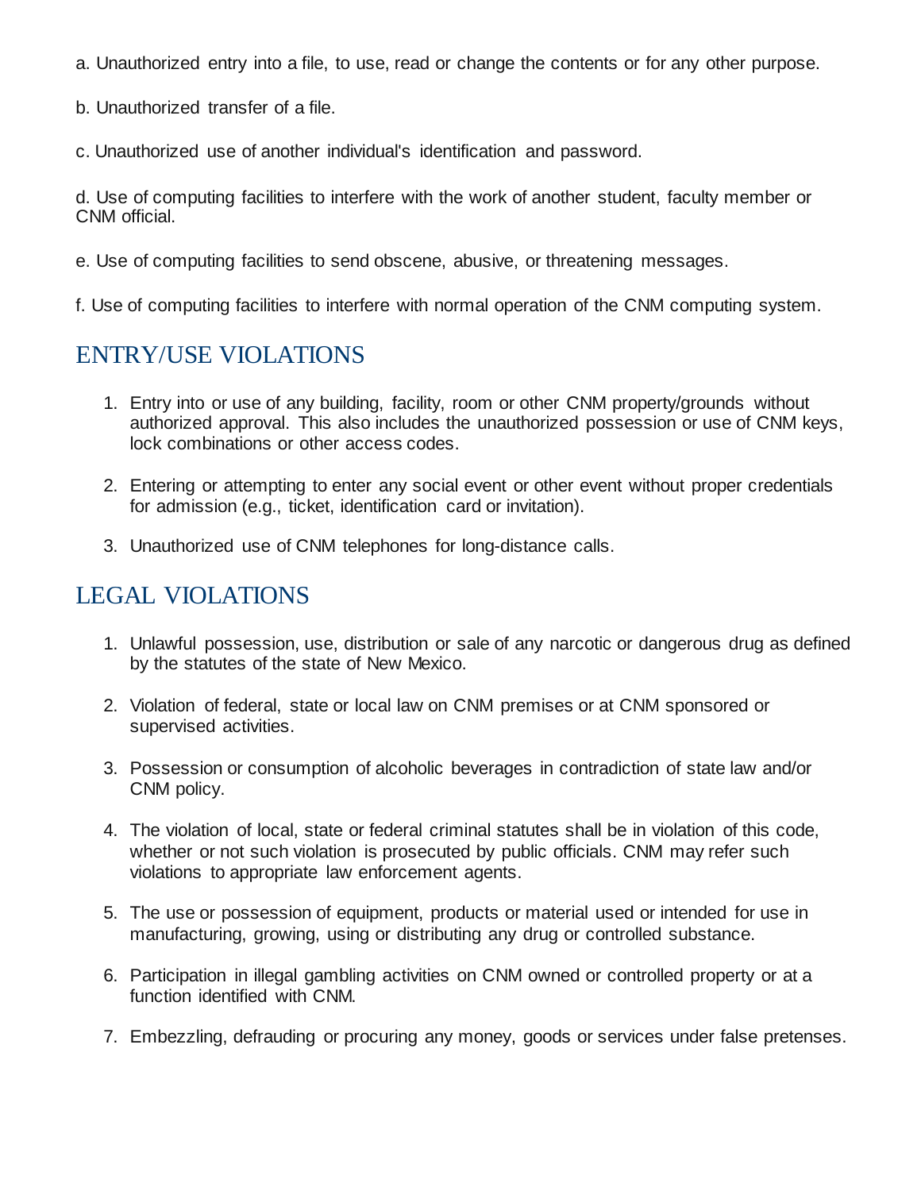a. Unauthorized entry into a file, to use, read or change the contents or for any other purpose.

b. Unauthorized transfer of a file.

c. Unauthorized use of another individual's identification and password.

d. Use of computing facilities to interfere with the work of another student, faculty member or CNM official.

e. Use of computing facilities to send obscene, abusive, or threatening messages.

f. Use of computing facilities to interfere with normal operation of the CNM computing system.

## ENTRY/USE VIOLATIONS

1. Entry into or use of any building, facility, room or other CNM property/grounds without authorized approval. This also includes the unauthorized possession or use of CNM keys, lock combinations or other access codes.

2. Entering or attempting to enter any social event or other event without proper credentials for admission (e.g., ticket, identification card or invitation).

3. Unauthorized use of CNM telephones for long-distance calls.

## LEGAL VIOLATIONS

1. Unlawful possession, use, distribution or sale of any narcotic or dangerous drug as defined by the statutes of the state of New Mexico.

2. Violation of federal, state or local law on CNM premises or at CNM sponsored or supervised activities.

3. Possession or consumption of alcoholic beverages in contradiction of state law and/or CNM policy.

4. The violation of local, state or federal criminal statutes shall be in violation of this code, whether or not such violation is prosecuted by public officials. CNM may refer such violations to appropriate law enforcement agents.

5. The use or possession of equipment, products or material used or intended for use in manufacturing, growing, using or distributing any drug or controlled substance.

6. Participation in illegal gambling activities on CNM owned or controlled property or at a function identified with CNM.

7. Embezzling, defrauding or procuring any money, goods or services under false pretenses.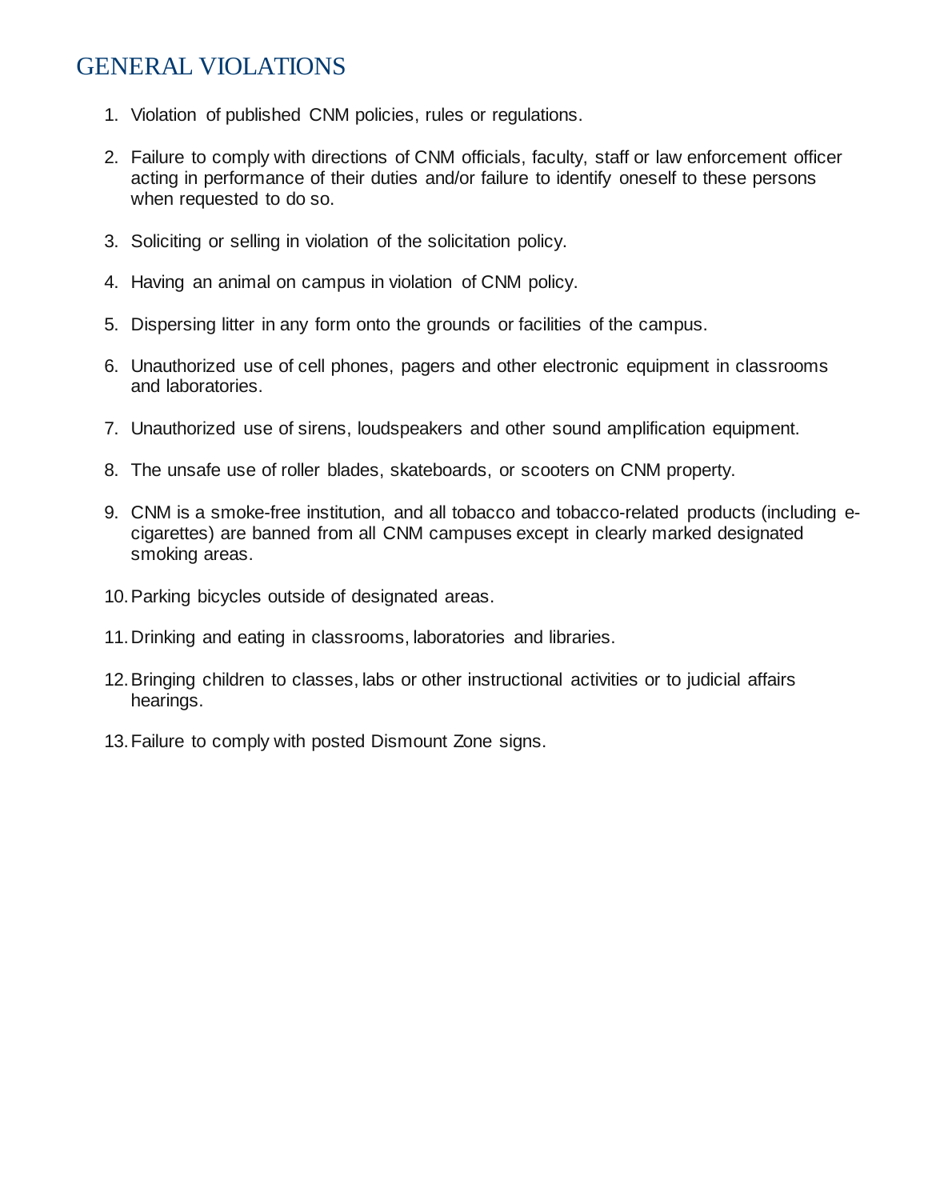## GENERAL VIOLATIONS

1. Violation of published CNM policies, rules or regulations.
2. Failure to comply with directions of CNM officials, faculty, staff or law enforcement officer acting in performance of their duties and/or failure to identify oneself to these persons when requested to do so.
3. Soliciting or selling in violation of the solicitation policy.
4. Having an animal on campus in violation of CNM policy.
5. Dispersing litter in any form onto the grounds or facilities of the campus.
6. Unauthorized use of cell phones, pagers and other electronic equipment in classrooms and laboratories.
7. Unauthorized use of sirens, loudspeakers and other sound amplification equipment.
8. The unsafe use of roller blades, skateboards, or scooters on CNM property.
9. CNM is a smoke-free institution, and all tobacco and tobacco-related products (including e-cigarettes) are banned from all CNM campuses except in clearly marked designated smoking areas.
10. Parking bicycles outside of designated areas.
11. Drinking and eating in classrooms, laboratories and libraries.
12. Bringing children to classes, labs or other instructional activities or to judicial affairs hearings.
13. Failure to comply with posted Dismount Zone signs.